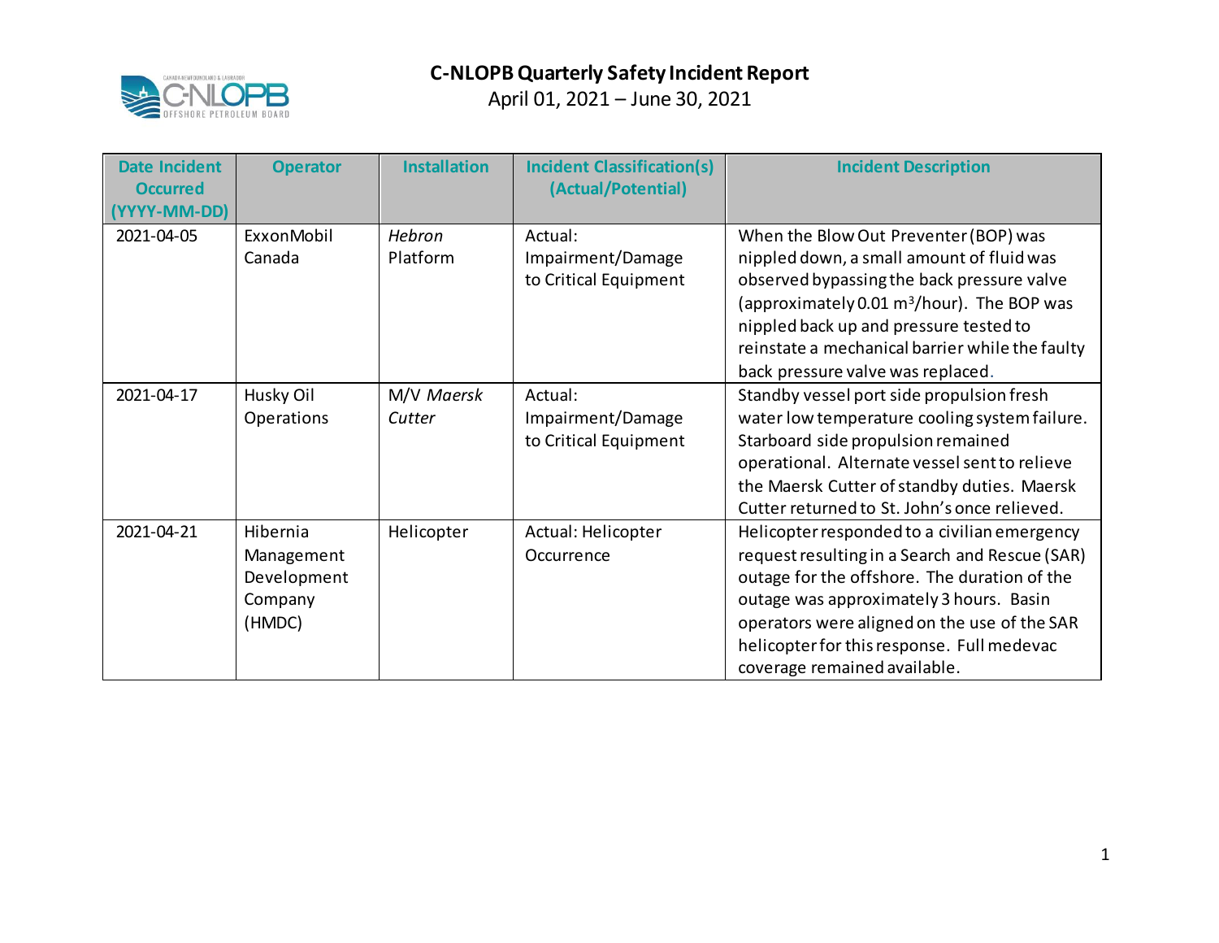# C-NLOPB Quarterly Safety Incident Report

April 01, 2021 – June 30, 2021

| Date Incident Occurred (YYYY-MM-DD) | Operator | Installation | Incident Classification(s) (Actual/Potential) | Incident Description |
|---|---|---|---|---|
| 2021-04-05 | ExxonMobil Canada | *Hebron* Platform | Actual: Impairment/Damage to Critical Equipment | When the Blow Out Preventer (BOP) was nippled down, a small amount of fluid was observed bypassing the back pressure valve (approximately 0.01 $m^3$/hour). The BOP was nippled back up and pressure tested to reinstate a mechanical barrier while the faulty back pressure valve was replaced. |
| 2021-04-17 | Husky Oil Operations | M/V *Maersk Cutter* | Actual: Impairment/Damage to Critical Equipment | Standby vessel port side propulsion fresh water low temperature cooling system failure. Starboard side propulsion remained operational. Alternate vessel sent to relieve the Maersk Cutter of standby duties. Maersk Cutter returned to St. John's once relieved. |
| 2021-04-21 | Hibernia Management Development Company (HMDC) | Helicopter | Actual: Helicopter Occurrence | Helicopter responded to a civilian emergency request resulting in a Search and Rescue (SAR) outage for the offshore. The duration of the outage was approximately 3 hours. Basin operators were aligned on the use of the SAR helicopter for this response. Full medevac coverage remained available. |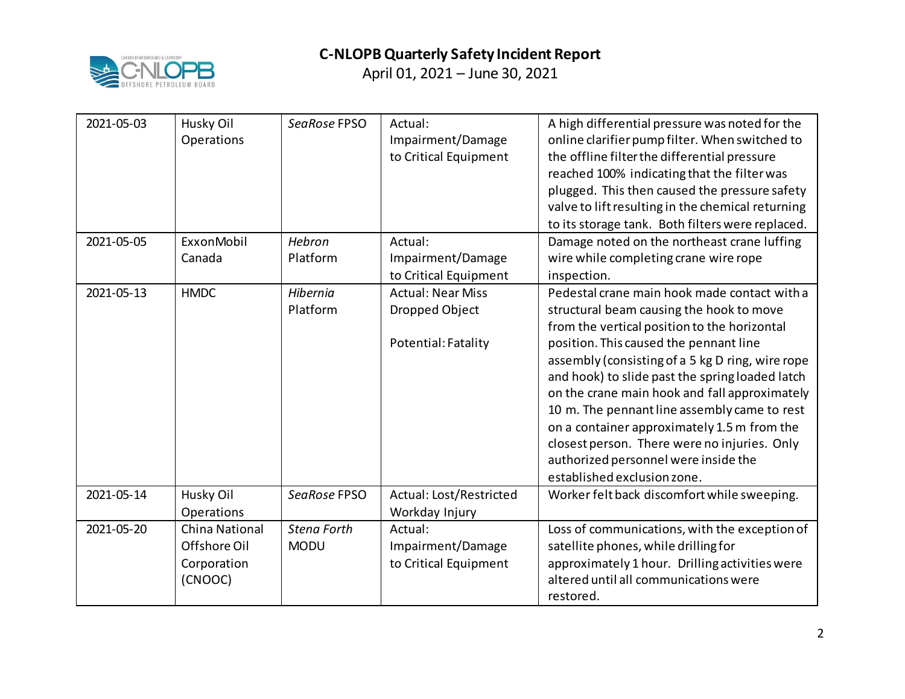| | | | | |
|---|---|---|---|---|
| 2021-05-03 | Husky Oil Operations | *SeaRose* FPSO | Actual: Impairment/Damage to Critical Equipment | A high differential pressure was noted for the online clarifier pump filter. When switched to the offline filter the differential pressure reached 100% indicating that the filter was plugged. This then caused the pressure safety valve to lift resulting in the chemical returning to its storage tank. Both filters were replaced. |
| 2021-05-05 | ExxonMobil Canada | *Hebron* Platform | Actual: Impairment/Damage to Critical Equipment | Damage noted on the northeast crane luffing wire while completing crane wire rope inspection. |
| 2021-05-13 | HMDC | *Hibernia* Platform | Actual: Near Miss Dropped Object<br><br>Potential: Fatality | Pedestal crane main hook made contact with a structural beam causing the hook to move from the vertical position to the horizontal position. This caused the pennant line assembly (consisting of a 5 kg D ring, wire rope and hook) to slide past the spring loaded latch on the crane main hook and fall approximately 10 m. The pennant line assembly came to rest on a container approximately 1.5 m from the closest person. There were no injuries. Only authorized personnel were inside the established exclusion zone. |
| 2021-05-14 | Husky Oil Operations | *SeaRose* FPSO | Actual: Lost/Restricted Workday Injury | Worker felt back discomfort while sweeping. |
| 2021-05-20 | China National Offshore Oil Corporation (CNOOC) | *Stena Forth* MODU | Actual: Impairment/Damage to Critical Equipment | Loss of communications, with the exception of satellite phones, while drilling for approximately 1 hour. Drilling activities were altered until all communications were restored. |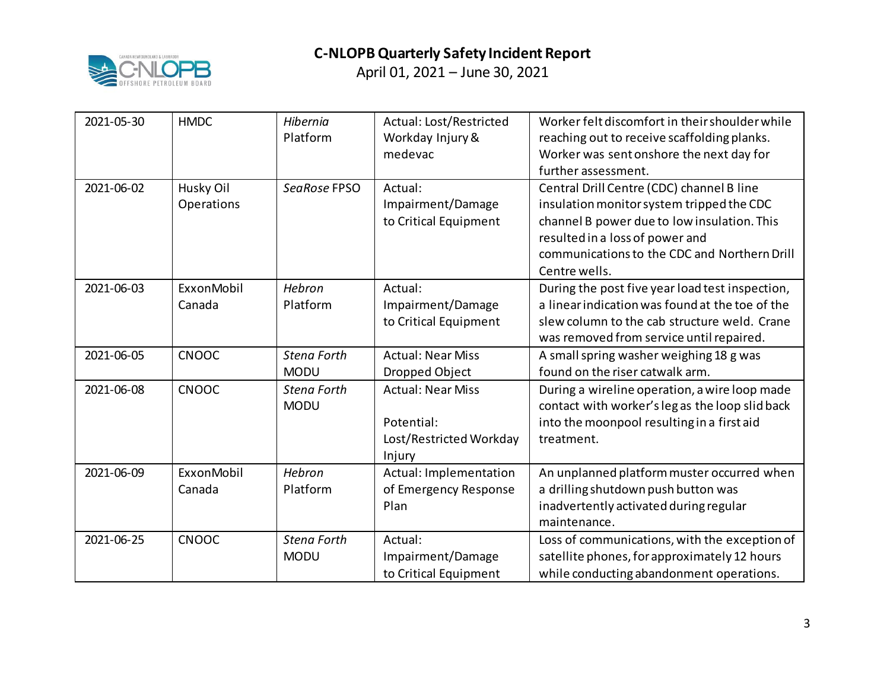# C-NLOPB Quarterly Safety Incident Report

April 01, 2021 – June 30, 2021

| | | | | |
|---|---|---|---|---|
| 2021-05-30 | HMDC | *Hibernia* Platform | Actual: Lost/Restricted Workday Injury & medevac | Worker felt discomfort in their shoulder while reaching out to receive scaffolding planks. Worker was sent onshore the next day for further assessment. |
| 2021-06-02 | Husky Oil Operations | *SeaRose* FPSO | Actual: Impairment/Damage to Critical Equipment | Central Drill Centre (CDC) channel B line insulation monitor system tripped the CDC channel B power due to low insulation. This resulted in a loss of power and communications to the CDC and Northern Drill Centre wells. |
| 2021-06-03 | ExxonMobil Canada | *Hebron* Platform | Actual: Impairment/Damage to Critical Equipment | During the post five year load test inspection, a linear indication was found at the toe of the slew column to the cab structure weld. Crane was removed from service until repaired. |
| 2021-06-05 | CNOOC | *Stena Forth* MODU | Actual: Near Miss Dropped Object | A small spring washer weighing 18 g was found on the riser catwalk arm. |
| 2021-06-08 | CNOOC | *Stena Forth* MODU | Actual: Near Miss<br><br>Potential: Lost/Restricted Workday Injury | During a wireline operation, a wire loop made contact with worker's leg as the loop slid back into the moonpool resulting in a first aid treatment. |
| 2021-06-09 | ExxonMobil Canada | *Hebron* Platform | Actual: Implementation of Emergency Response Plan | An unplanned platform muster occurred when a drilling shutdown push button was inadvertently activated during regular maintenance. |
| 2021-06-25 | CNOOC | *Stena Forth* MODU | Actual: Impairment/Damage to Critical Equipment | Loss of communications, with the exception of satellite phones, for approximately 12 hours while conducting abandonment operations. |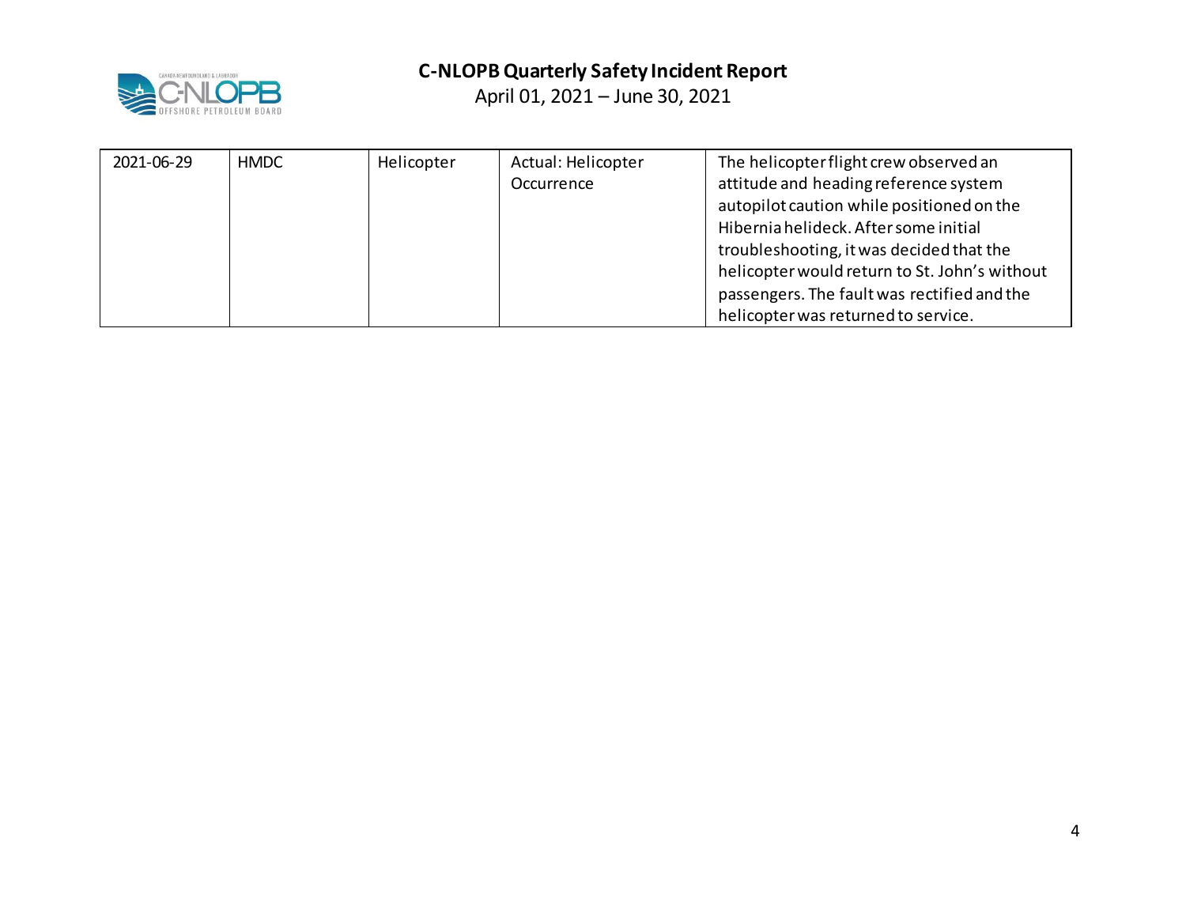| | | | | |
|---|---|---|---|---|
| 2021-06-29 | HMDC | Helicopter | Actual: Helicopter Occurrence | The helicopter flight crew observed an attitude and heading reference system autopilot caution while positioned on the Hibernia helideck. After some initial troubleshooting, it was decided that the helicopter would return to St. John's without passengers. The fault was rectified and the helicopter was returned to service. |